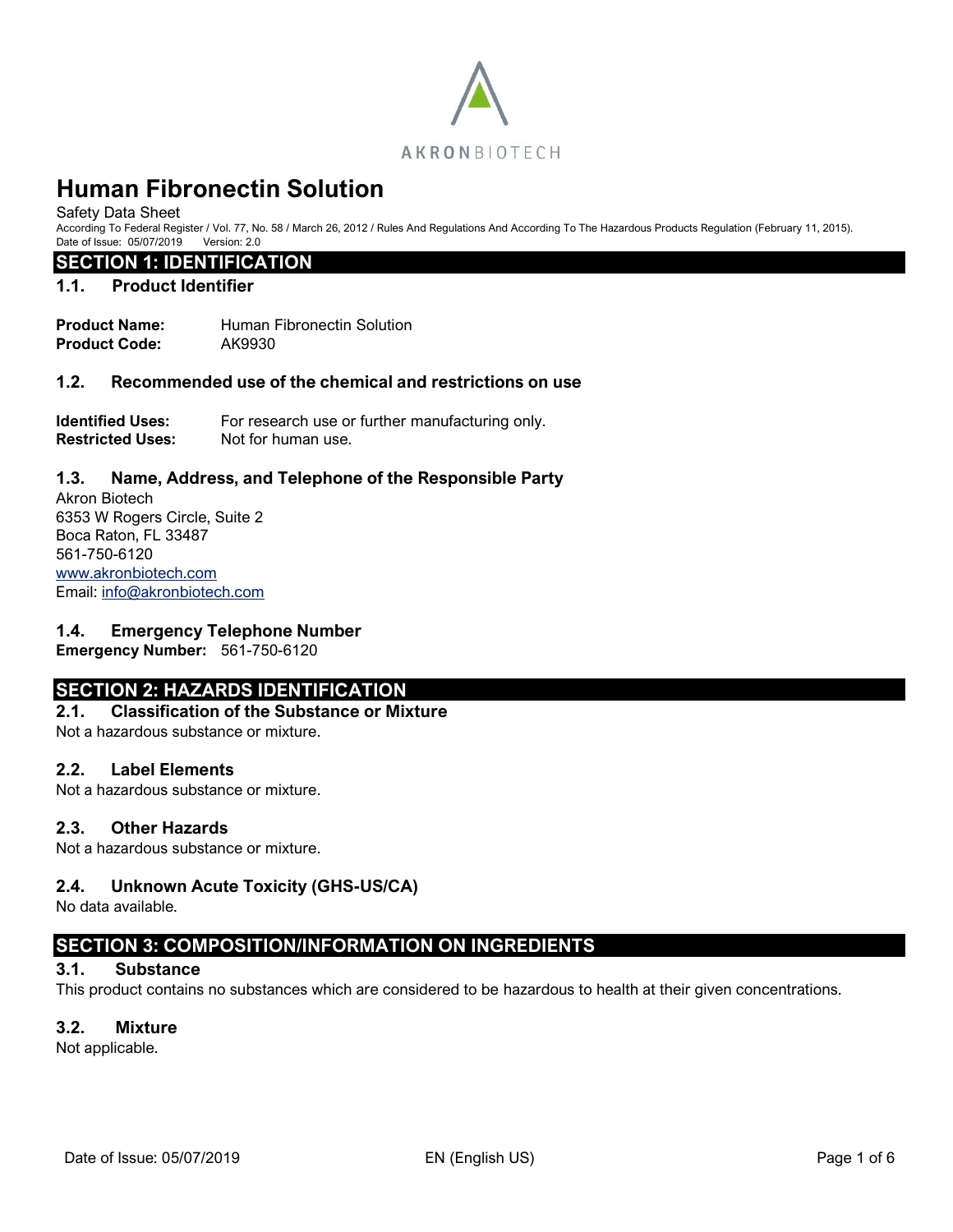AKRONBIOTECH

# Human Fibronectin Solution

Safety Data Sheet

According To Federal Register / Vol. 77, No. 58 / March 26, 2012 / Rules And Regulations And According To The Hazardous Products Regulation (February 11, 2015).

Date of Issue: 05/07/2019 Version: 2.0

## SECTION 1: IDENTIFICATION

### 1.1. Product Identifier

**Product Name:** Human Fibronectin Solution
**Product Code:** AK9930

### 1.2. Recommended use of the chemical and restrictions on use

**Identified Uses:** For research use or further manufacturing only.
**Restricted Uses:** Not for human use.

### 1.3. Name, Address, and Telephone of the Responsible Party

Akron Biotech
6353 W Rogers Circle, Suite 2
Boca Raton, FL 33487
561-750-6120
www.akronbiotech.com
Email: info@akronbiotech.com

### 1.4. Emergency Telephone Number

**Emergency Number:** 561-750-6120

## SECTION 2: HAZARDS IDENTIFICATION

### 2.1. Classification of the Substance or Mixture

Not a hazardous substance or mixture.

### 2.2. Label Elements

Not a hazardous substance or mixture.

### 2.3. Other Hazards

Not a hazardous substance or mixture.

### 2.4. Unknown Acute Toxicity (GHS-US/CA)

No data available.

## SECTION 3: COMPOSITION/INFORMATION ON INGREDIENTS

### 3.1. Substance

This product contains no substances which are considered to be hazardous to health at their given concentrations.

### 3.2. Mixture

Not applicable.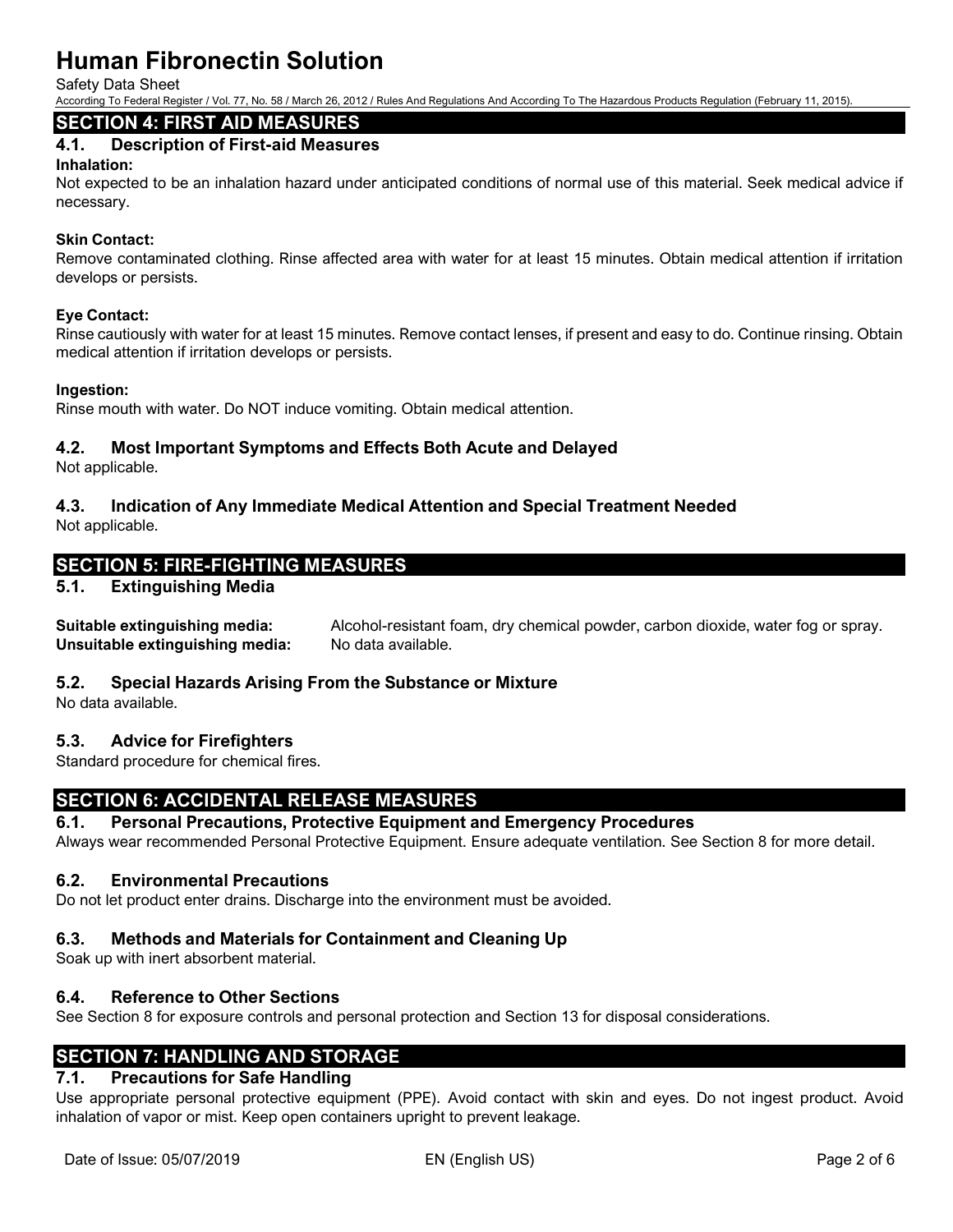## SECTION 4: FIRST AID MEASURES

### 4.1. Description of First-aid Measures

**Inhalation:**
Not expected to be an inhalation hazard under anticipated conditions of normal use of this material. Seek medical advice if necessary.

**Skin Contact:**
Remove contaminated clothing. Rinse affected area with water for at least 15 minutes. Obtain medical attention if irritation develops or persists.

**Eye Contact:**
Rinse cautiously with water for at least 15 minutes. Remove contact lenses, if present and easy to do. Continue rinsing. Obtain medical attention if irritation develops or persists.

**Ingestion:**
Rinse mouth with water. Do NOT induce vomiting. Obtain medical attention.

### 4.2. Most Important Symptoms and Effects Both Acute and Delayed

Not applicable.

### 4.3. Indication of Any Immediate Medical Attention and Special Treatment Needed

Not applicable.

## SECTION 5: FIRE-FIGHTING MEASURES

### 5.1. Extinguishing Media

**Suitable extinguishing media:** Alcohol-resistant foam, dry chemical powder, carbon dioxide, water fog or spray.
**Unsuitable extinguishing media:** No data available.

### 5.2. Special Hazards Arising From the Substance or Mixture

No data available.

### 5.3. Advice for Firefighters

Standard procedure for chemical fires.

## SECTION 6: ACCIDENTAL RELEASE MEASURES

### 6.1. Personal Precautions, Protective Equipment and Emergency Procedures

Always wear recommended Personal Protective Equipment. Ensure adequate ventilation. See Section 8 for more detail.

### 6.2. Environmental Precautions

Do not let product enter drains. Discharge into the environment must be avoided.

### 6.3. Methods and Materials for Containment and Cleaning Up

Soak up with inert absorbent material.

### 6.4. Reference to Other Sections

See Section 8 for exposure controls and personal protection and Section 13 for disposal considerations.

## SECTION 7: HANDLING AND STORAGE

### 7.1. Precautions for Safe Handling

Use appropriate personal protective equipment (PPE). Avoid contact with skin and eyes. Do not ingest product. Avoid inhalation of vapor or mist. Keep open containers upright to prevent leakage.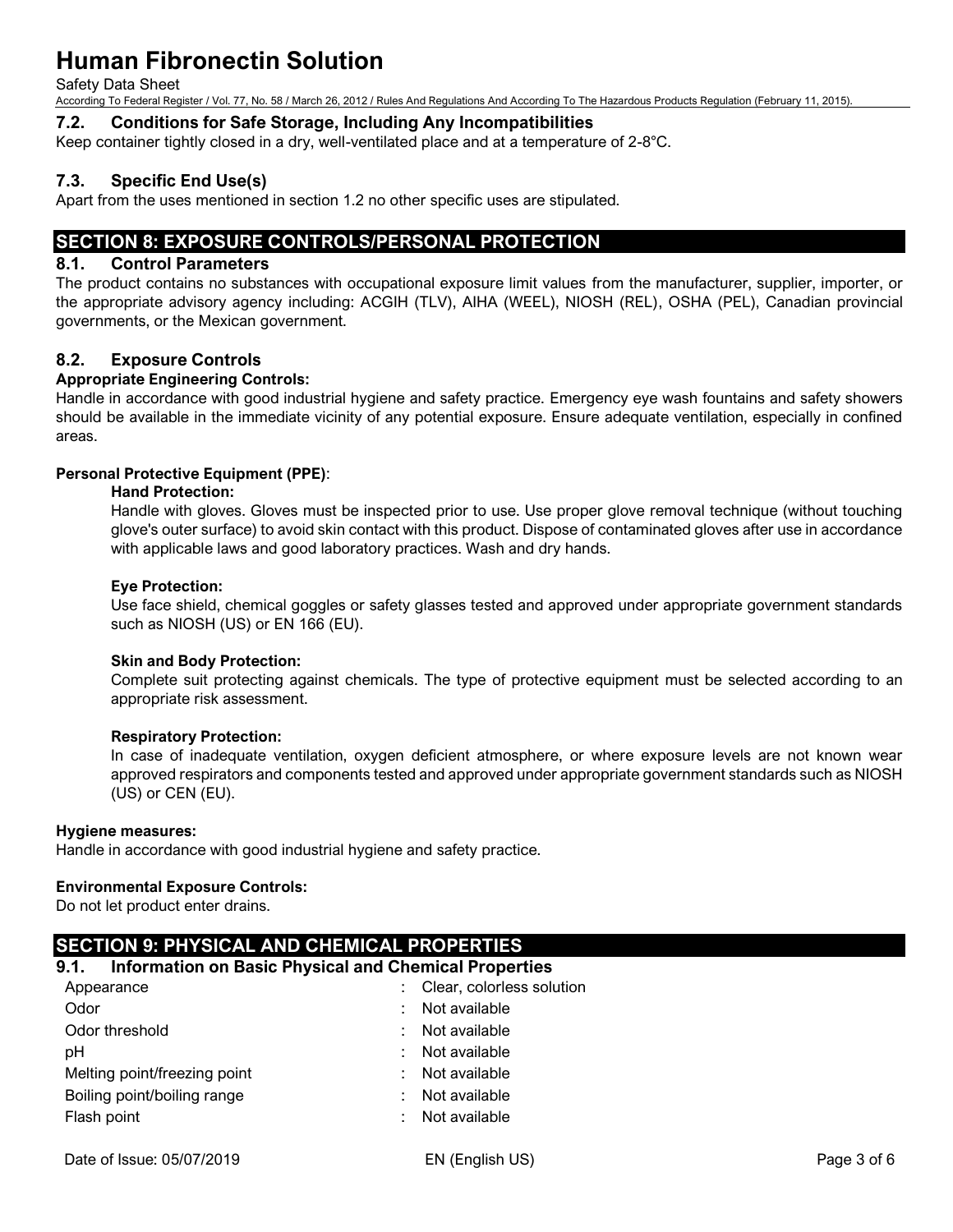### 7.2. Conditions for Safe Storage, Including Any Incompatibilities

Keep container tightly closed in a dry, well-ventilated place and at a temperature of 2-8°C.

### 7.3. Specific End Use(s)

Apart from the uses mentioned in section 1.2 no other specific uses are stipulated.

## SECTION 8: EXPOSURE CONTROLS/PERSONAL PROTECTION

### 8.1. Control Parameters

The product contains no substances with occupational exposure limit values from the manufacturer, supplier, importer, or the appropriate advisory agency including: ACGIH (TLV), AIHA (WEEL), NIOSH (REL), OSHA (PEL), Canadian provincial governments, or the Mexican government.

### 8.2. Exposure Controls

**Appropriate Engineering Controls:**

Handle in accordance with good industrial hygiene and safety practice. Emergency eye wash fountains and safety showers should be available in the immediate vicinity of any potential exposure. Ensure adequate ventilation, especially in confined areas.

**Personal Protective Equipment (PPE)**:

**Hand Protection:**

Handle with gloves. Gloves must be inspected prior to use. Use proper glove removal technique (without touching glove's outer surface) to avoid skin contact with this product. Dispose of contaminated gloves after use in accordance with applicable laws and good laboratory practices. Wash and dry hands.

**Eye Protection:**

Use face shield, chemical goggles or safety glasses tested and approved under appropriate government standards such as NIOSH (US) or EN 166 (EU).

**Skin and Body Protection:**

Complete suit protecting against chemicals. The type of protective equipment must be selected according to an appropriate risk assessment.

**Respiratory Protection:**

In case of inadequate ventilation, oxygen deficient atmosphere, or where exposure levels are not known wear approved respirators and components tested and approved under appropriate government standards such as NIOSH (US) or CEN (EU).

**Hygiene measures:**

Handle in accordance with good industrial hygiene and safety practice.

**Environmental Exposure Controls:**

Do not let product enter drains.

## SECTION 9: PHYSICAL AND CHEMICAL PROPERTIES

### 9.1. Information on Basic Physical and Chemical Properties

| Property | Value |
|---|---|
| Appearance | Clear, colorless solution |
| Odor | Not available |
| Odor threshold | Not available |
| pH | Not available |
| Melting point/freezing point | Not available |
| Boiling point/boiling range | Not available |
| Flash point | Not available |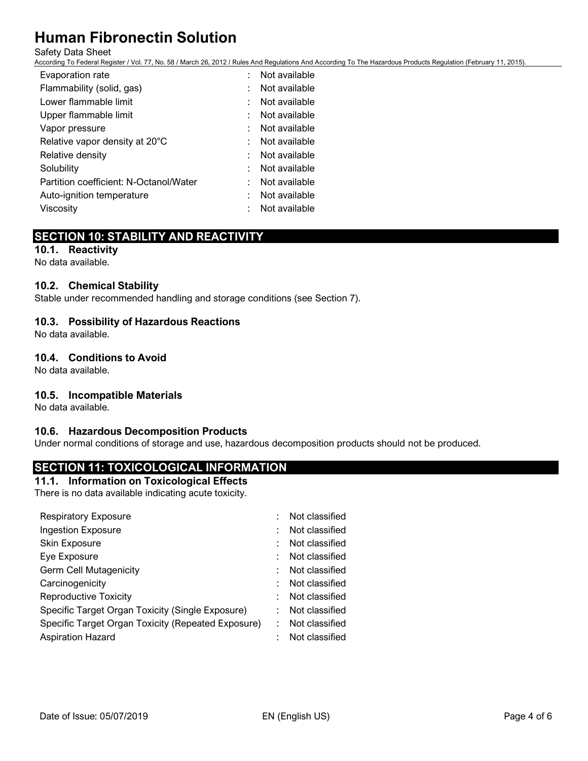| | | |
|---|---|---|
| Evaporation rate | : | Not available |
| Flammability (solid, gas) | : | Not available |
| Lower flammable limit | : | Not available |
| Upper flammable limit | : | Not available |
| Vapor pressure | : | Not available |
| Relative vapor density at 20°C | : | Not available |
| Relative density | : | Not available |
| Solubility | : | Not available |
| Partition coefficient: N-Octanol/Water | : | Not available |
| Auto-ignition temperature | : | Not available |
| Viscosity | : | Not available |

## SECTION 10: STABILITY AND REACTIVITY

### 10.1. Reactivity

No data available.

### 10.2. Chemical Stability

Stable under recommended handling and storage conditions (see Section 7).

### 10.3. Possibility of Hazardous Reactions

No data available.

### 10.4. Conditions to Avoid

No data available.

### 10.5. Incompatible Materials

No data available.

### 10.6. Hazardous Decomposition Products

Under normal conditions of storage and use, hazardous decomposition products should not be produced.

## SECTION 11: TOXICOLOGICAL INFORMATION

### 11.1. Information on Toxicological Effects

There is no data available indicating acute toxicity.

| | | |
|---|---|---|
| Respiratory Exposure | : | Not classified |
| Ingestion Exposure | : | Not classified |
| Skin Exposure | : | Not classified |
| Eye Exposure | : | Not classified |
| Germ Cell Mutagenicity | : | Not classified |
| Carcinogenicity | : | Not classified |
| Reproductive Toxicity | : | Not classified |
| Specific Target Organ Toxicity (Single Exposure) | : | Not classified |
| Specific Target Organ Toxicity (Repeated Exposure) | : | Not classified |
| Aspiration Hazard | : | Not classified |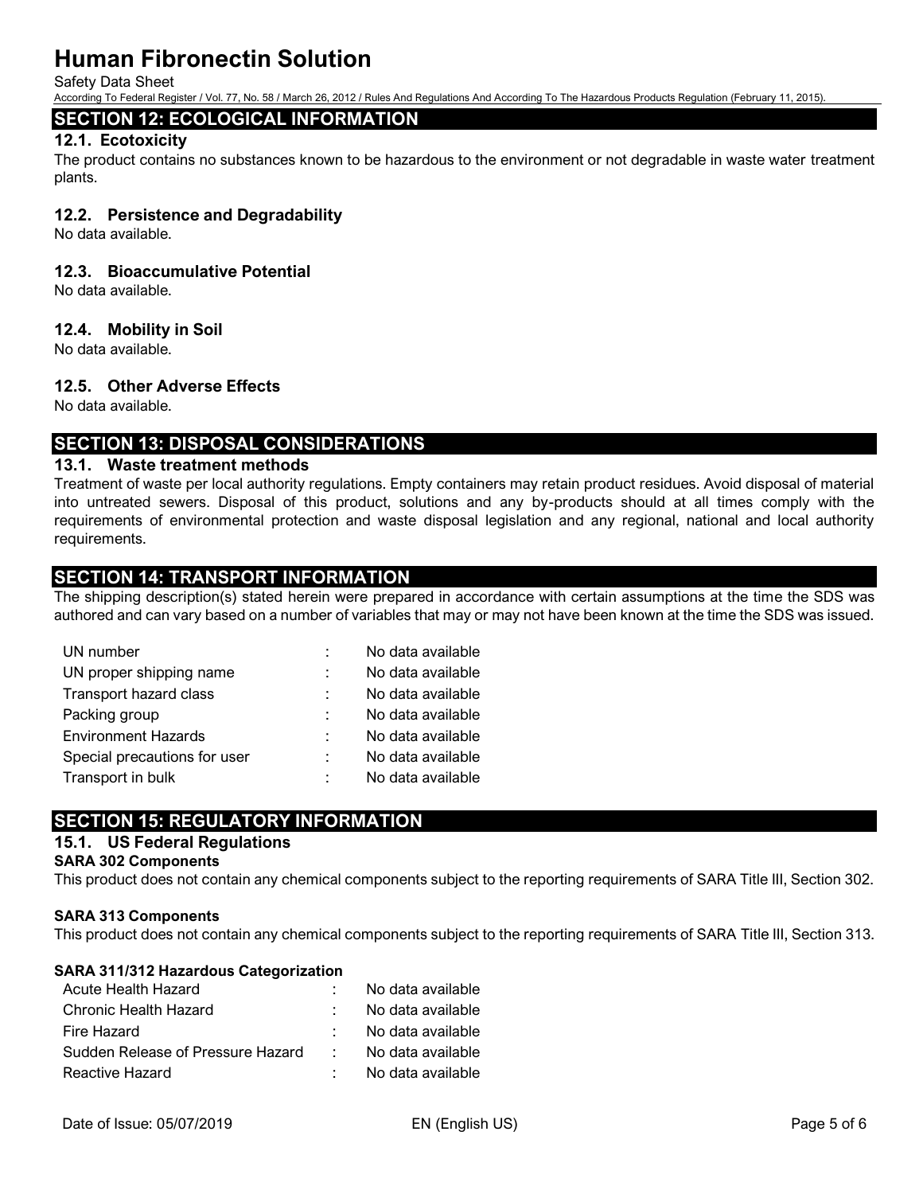## SECTION 12: ECOLOGICAL INFORMATION

### 12.1. Ecotoxicity

The product contains no substances known to be hazardous to the environment or not degradable in waste water treatment plants.

### 12.2. Persistence and Degradability

No data available.

### 12.3. Bioaccumulative Potential

No data available.

### 12.4. Mobility in Soil

No data available.

### 12.5. Other Adverse Effects

No data available.

## SECTION 13: DISPOSAL CONSIDERATIONS

### 13.1. Waste treatment methods

Treatment of waste per local authority regulations. Empty containers may retain product residues. Avoid disposal of material into untreated sewers. Disposal of this product, solutions and any by-products should at all times comply with the requirements of environmental protection and waste disposal legislation and any regional, national and local authority requirements.

## SECTION 14: TRANSPORT INFORMATION

The shipping description(s) stated herein were prepared in accordance with certain assumptions at the time the SDS was authored and can vary based on a number of variables that may or may not have been known at the time the SDS was issued.

| | | |
|---|---|---|
| UN number | : | No data available |
| UN proper shipping name | : | No data available |
| Transport hazard class | : | No data available |
| Packing group | : | No data available |
| Environment Hazards | : | No data available |
| Special precautions for user | : | No data available |
| Transport in bulk | : | No data available |

## SECTION 15: REGULATORY INFORMATION

### 15.1. US Federal Regulations

**SARA 302 Components**

This product does not contain any chemical components subject to the reporting requirements of SARA Title III, Section 302.

**SARA 313 Components**

This product does not contain any chemical components subject to the reporting requirements of SARA Title III, Section 313.

**SARA 311/312 Hazardous Categorization**

| | | |
|---|---|---|
| Acute Health Hazard | : | No data available |
| Chronic Health Hazard | : | No data available |
| Fire Hazard | : | No data available |
| Sudden Release of Pressure Hazard | : | No data available |
| Reactive Hazard | : | No data available |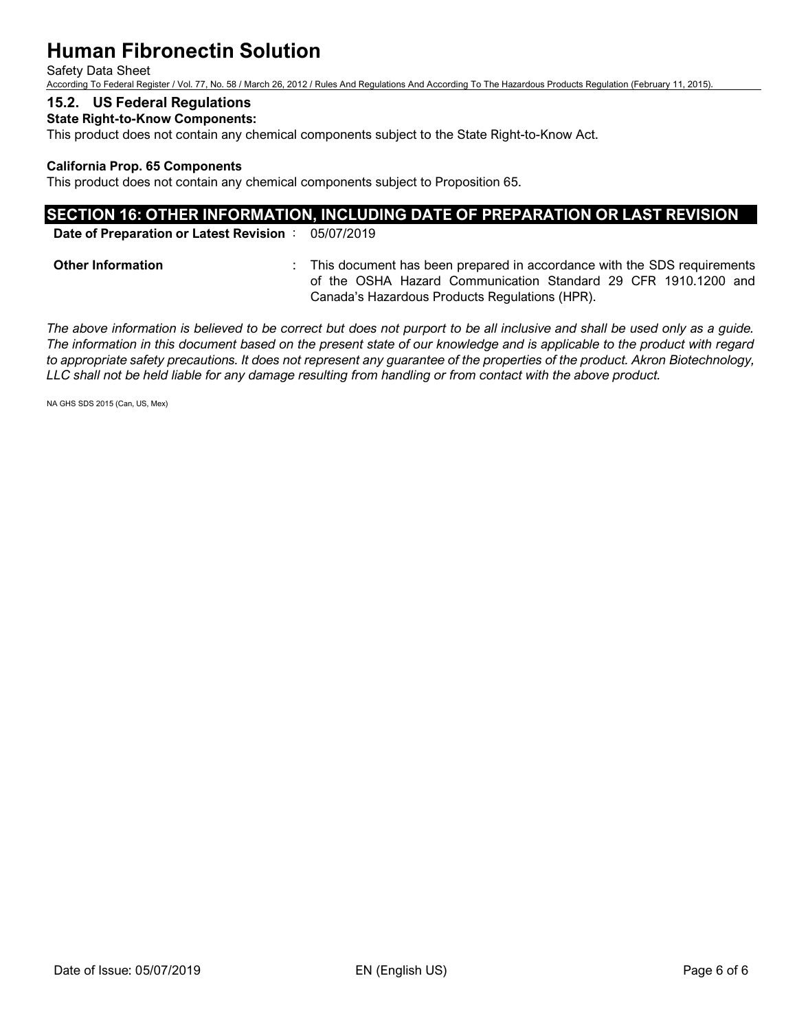## 15.2. US Federal Regulations

**State Right-to-Know Components:**

This product does not contain any chemical components subject to the State Right-to-Know Act.

**California Prop. 65 Components**

This product does not contain any chemical components subject to Proposition 65.

## SECTION 16: OTHER INFORMATION, INCLUDING DATE OF PREPARATION OR LAST REVISION

**Date of Preparation or Latest Revision** : 05/07/2019

**Other Information** : This document has been prepared in accordance with the SDS requirements of the OSHA Hazard Communication Standard 29 CFR 1910.1200 and Canada's Hazardous Products Regulations (HPR).

*The above information is believed to be correct but does not purport to be all inclusive and shall be used only as a guide. The information in this document based on the present state of our knowledge and is applicable to the product with regard to appropriate safety precautions. It does not represent any guarantee of the properties of the product. Akron Biotechnology, LLC shall not be held liable for any damage resulting from handling or from contact with the above product.*

NA GHS SDS 2015 (Can, US, Mex)